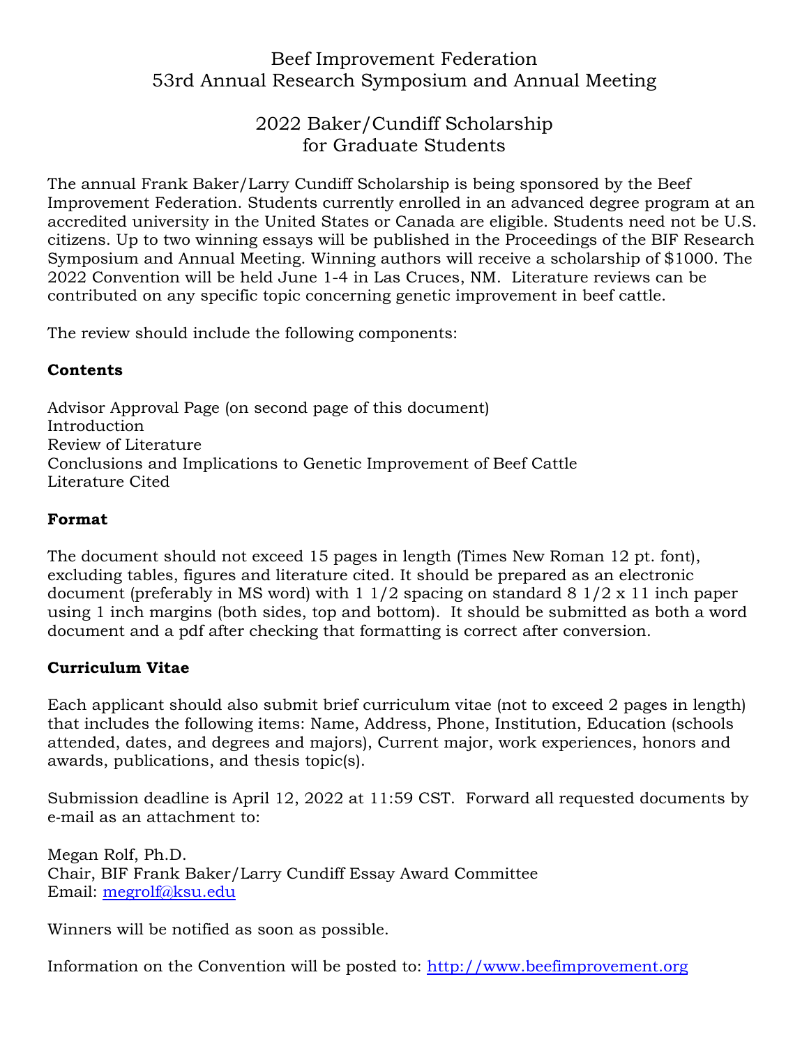# Beef Improvement Federation
# 53rd Annual Research Symposium and Annual Meeting

## 2022 Baker/Cundiff Scholarship for Graduate Students

The annual Frank Baker/Larry Cundiff Scholarship is being sponsored by the Beef Improvement Federation. Students currently enrolled in an advanced degree program at an accredited university in the United States or Canada are eligible. Students need not be U.S. citizens. Up to two winning essays will be published in the Proceedings of the BIF Research Symposium and Annual Meeting. Winning authors will receive a scholarship of $1000. The 2022 Convention will be held June 1-4 in Las Cruces, NM. Literature reviews can be contributed on any specific topic concerning genetic improvement in beef cattle.

The review should include the following components:

**Contents**

Advisor Approval Page (on second page of this document)
Introduction
Review of Literature
Conclusions and Implications to Genetic Improvement of Beef Cattle
Literature Cited

**Format**

The document should not exceed 15 pages in length (Times New Roman 12 pt. font), excluding tables, figures and literature cited. It should be prepared as an electronic document (preferably in MS word) with 1 1/2 spacing on standard 8 1/2 x 11 inch paper using 1 inch margins (both sides, top and bottom). It should be submitted as both a word document and a pdf after checking that formatting is correct after conversion.

**Curriculum Vitae**

Each applicant should also submit brief curriculum vitae (not to exceed 2 pages in length) that includes the following items: Name, Address, Phone, Institution, Education (schools attended, dates, and degrees and majors), Current major, work experiences, honors and awards, publications, and thesis topic(s).

Submission deadline is April 12, 2022 at 11:59 CST. Forward all requested documents by e-mail as an attachment to:

Megan Rolf, Ph.D.
Chair, BIF Frank Baker/Larry Cundiff Essay Award Committee
Email: megrolf@ksu.edu

Winners will be notified as soon as possible.

Information on the Convention will be posted to: http://www.beefimprovement.org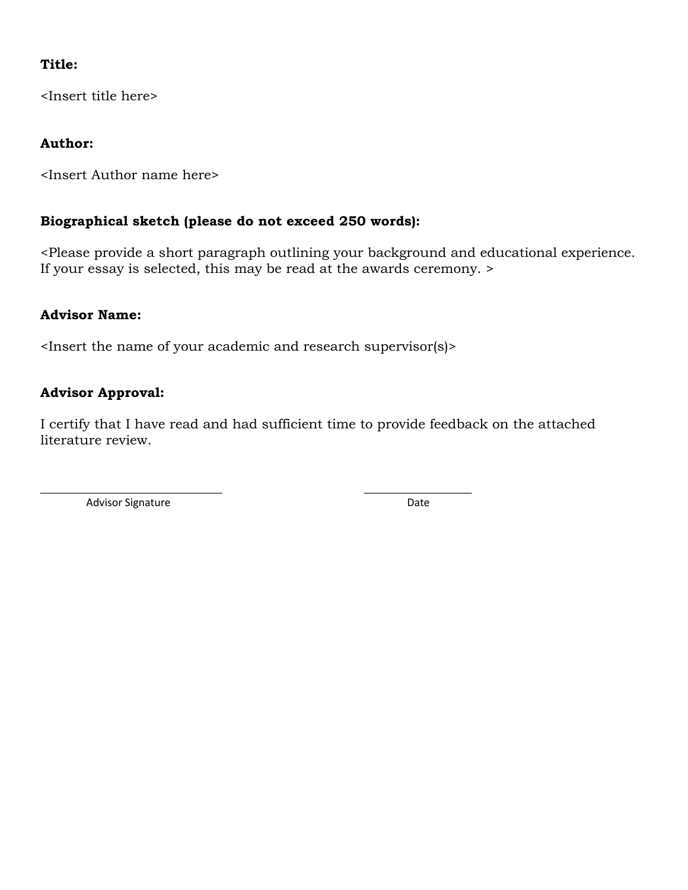**Title:**

<Insert title here>

**Author:**

<Insert Author name here>

**Biographical sketch (please do not exceed 250 words):**

<Please provide a short paragraph outlining your background and educational experience. If your essay is selected, this may be read at the awards ceremony. >

**Advisor Name:**

<Insert the name of your academic and research supervisor(s)>

**Advisor Approval:**

I certify that I have read and had sufficient time to provide feedback on the attached literature review.

______________________________ &nbsp;&nbsp;&nbsp;&nbsp;&nbsp;&nbsp;&nbsp;&nbsp;&nbsp;&nbsp; __________________
Advisor Signature &nbsp;&nbsp;&nbsp;&nbsp;&nbsp;&nbsp;&nbsp;&nbsp;&nbsp;&nbsp;&nbsp;&nbsp;&nbsp;&nbsp;&nbsp;&nbsp;&nbsp;&nbsp;&nbsp;&nbsp;&nbsp;&nbsp;&nbsp;&nbsp;&nbsp;&nbsp;&nbsp;&nbsp;&nbsp;&nbsp; Date